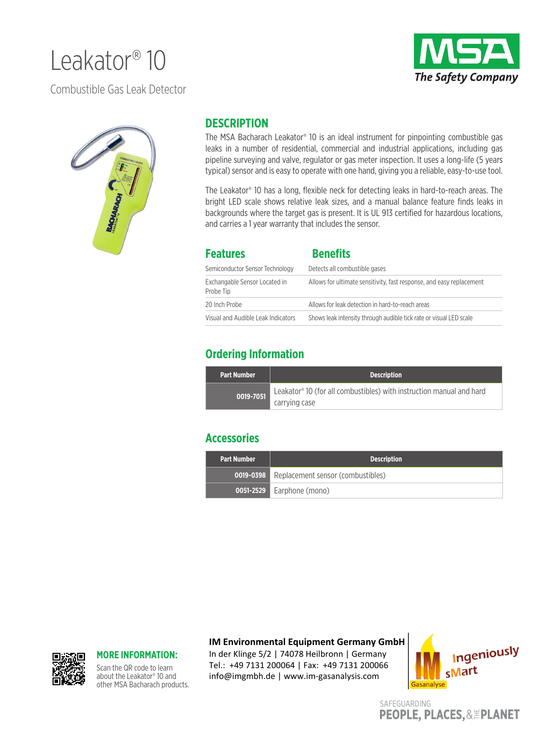# Leakator® 10

Combustible Gas Leak Detector

MSA
*The Safety Company*

## DESCRIPTION

The MSA Bacharach Leakator® 10 is an ideal instrument for pinpointing combustible gas leaks in a number of residential, commercial and industrial applications, including gas pipeline surveying and valve, regulator or gas meter inspection. It uses a long-life (5 years typical) sensor and is easy to operate with one hand, giving you a reliable, easy-to-use tool.

The Leakator® 10 has a long, flexible neck for detecting leaks in hard-to-reach areas. The bright LED scale shows relative leak sizes, and a manual balance feature finds leaks in backgrounds where the target gas is present. It is UL 913 certified for hazardous locations, and carries a 1 year warranty that includes the sensor.

| Features | Benefits |
| --- | --- |
| Semiconductor Sensor Technology | Detects all combustible gases |
| Exchangable Sensor Located in Probe Tip | Allows for ultimate sensitivity, fast response, and easy replacement |
| 20 Inch Probe | Allows for leak detection in hard-to-reach areas |
| Visual and Audible Leak Indicators | Shows leak intensity through audible tick rate or visual LED scale |

## Ordering Information

| Part Number | Description |
| --- | --- |
| 0019-7051 | Leakator® 10 (for all combustibles) with instruction manual and hard carrying case |

## Accessories

| Part Number | Description |
| --- | --- |
| 0019-0398 | Replacement sensor (combustibles) |
| 0051-2529 | Earphone (mono) |

**MORE INFORMATION:**
Scan the QR code to learn about the Leakator® 10 and other MSA Bacharach products.

**IM Environmental Equipment Germany GmbH**
In der Klinge 5/2 | 74078 Heilbronn | Germany
Tel.: +49 7131 200064 | Fax: +49 7131 200066
info@imgmbh.de | www.im-gasanalysis.com

IM Gasanalyse – Ingeniously sMart

SAFEGUARDING PEOPLE, PLACES, & THE PLANET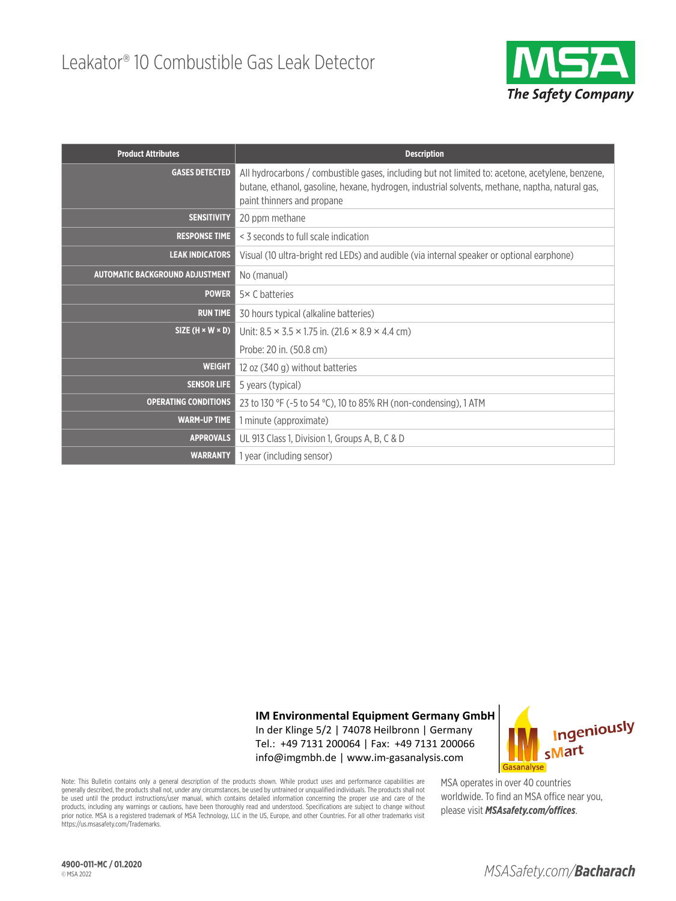# Leakator® 10 Combustible Gas Leak Detector

| Product Attributes | Description |
|---|---|
| GASES DETECTED | All hydrocarbons / combustible gases, including but not limited to: acetone, acetylene, benzene, butane, ethanol, gasoline, hexane, hydrogen, industrial solvents, methane, naptha, natural gas, paint thinners and propane |
| SENSITIVITY | 20 ppm methane |
| RESPONSE TIME | < 3 seconds to full scale indication |
| LEAK INDICATORS | Visual (10 ultra-bright red LEDs) and audible (via internal speaker or optional earphone) |
| AUTOMATIC BACKGROUND ADJUSTMENT | No (manual) |
| POWER | 5× C batteries |
| RUN TIME | 30 hours typical (alkaline batteries) |
| SIZE (H × W × D) | Unit: 8.5 × 3.5 × 1.75 in. (21.6 × 8.9 × 4.4 cm) |
| | Probe: 20 in. (50.8 cm) |
| WEIGHT | 12 oz (340 g) without batteries |
| SENSOR LIFE | 5 years (typical) |
| OPERATING CONDITIONS | 23 to 130 °F (-5 to 54 °C), 10 to 85% RH (non-condensing), 1 ATM |
| WARM-UP TIME | 1 minute (approximate) |
| APPROVALS | UL 913 Class 1, Division 1, Groups A, B, C & D |
| WARRANTY | 1 year (including sensor) |

**IM Environmental Equipment Germany GmbH**
In der Klinge 5/2 | 74078 Heilbronn | Germany
Tel.: +49 7131 200064 | Fax: +49 7131 200066
info@imgmbh.de | www.im-gasanalysis.com

Note: This Bulletin contains only a general description of the products shown. While product uses and performance capabilities are generally described, the products shall not, under any circumstances, be used by untrained or unqualified individuals. The products shall not be used until the product instructions/user manual, which contains detailed information concerning the proper use and care of the products, including any warnings or cautions, have been thoroughly read and understood. Specifications are subject to change without prior notice. MSA is a registered trademark of MSA Technology, LLC in the US, Europe, and other Countries. For all other trademarks visit https://us.msasafety.com/Trademarks.

MSA operates in over 40 countries worldwide. To find an MSA office near you, please visit ***MSAsafety.com/offices***.

4900-011-MC / 01.2020
© MSA 2022

*MSASafety.com/**Bacharach***